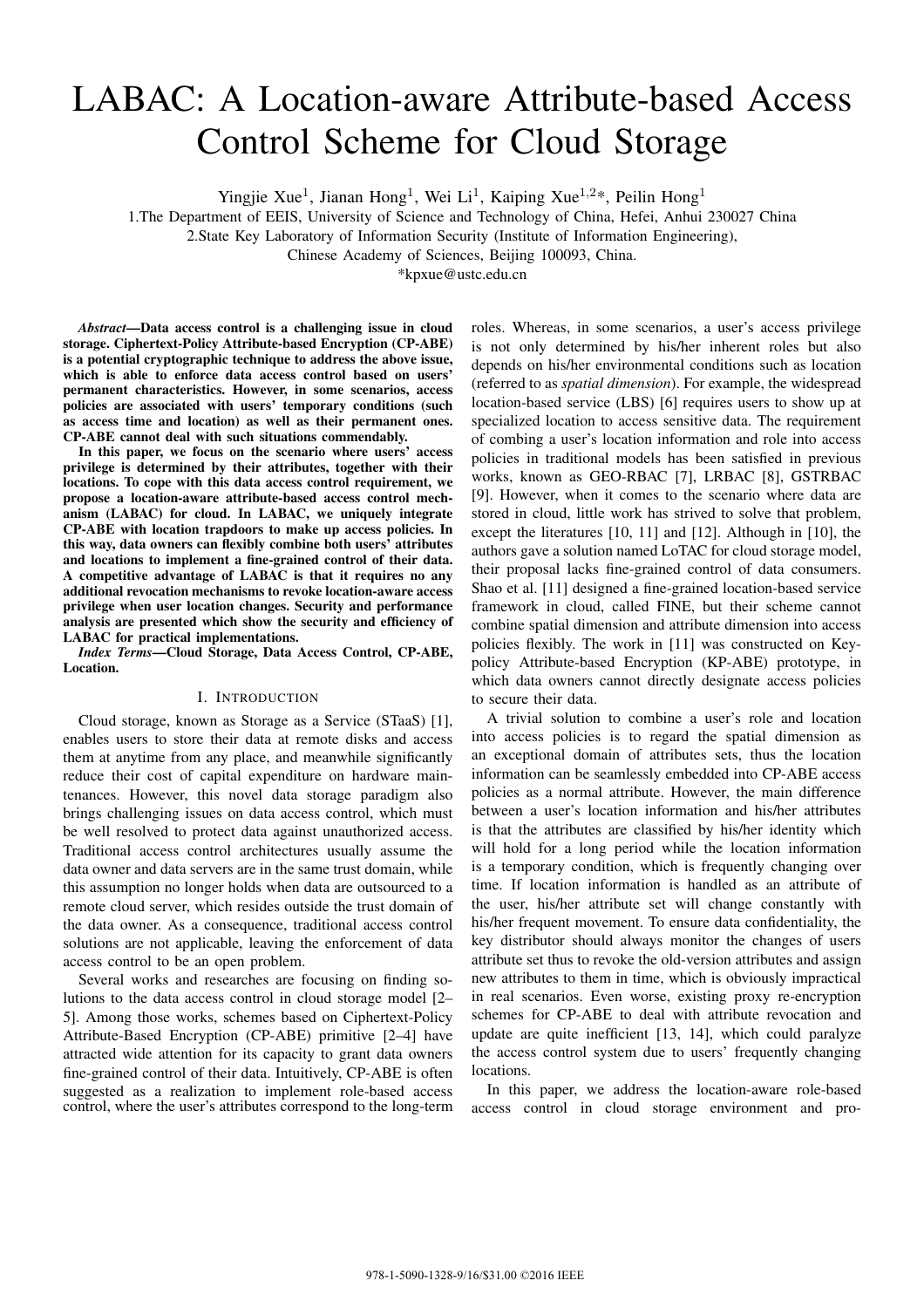# LABAC: A Location-aware Attribute-based Access Control Scheme for Cloud Storage

Yingjie Xue[1], Jianan Hong[1], Wei Li[1], Kaiping Xue[1,2]*, Peilin Hong[1]

1.The Department of EEIS, University of Science and Technology of China, Hefei, Anhui 230027 China

2.State Key Laboratory of Information Security (Institute of Information Engineering), Chinese Academy of Sciences, Beijing 100093, China.

*kpxue@ustc.edu.cn

***Abstract*—Data access control is a challenging issue in cloud storage. Ciphertext-Policy Attribute-based Encryption (CP-ABE) is a potential cryptographic technique to address the above issue, which is able to enforce data access control based on users' permanent characteristics. However, in some scenarios, access policies are associated with users' temporary conditions (such as access time and location) as well as their permanent ones. CP-ABE cannot deal with such situations commendably.**

**In this paper, we focus on the scenario where users' access privilege is determined by their attributes, together with their locations. To cope with this data access control requirement, we propose a location-aware attribute-based access control mechanism (LABAC) for cloud. In LABAC, we uniquely integrate CP-ABE with location trapdoors to make up access policies. In this way, data owners can flexibly combine both users' attributes and locations to implement a fine-grained control of their data. A competitive advantage of LABAC is that it requires no any additional revocation mechanisms to revoke location-aware access privilege when user location changes. Security and performance analysis are presented which show the security and efficiency of LABAC for practical implementations.**

***Index Terms*—Cloud Storage, Data Access Control, CP-ABE, Location.**

## I. Introduction

Cloud storage, known as Storage as a Service (STaaS) [1], enables users to store their data at remote disks and access them at anytime from any place, and meanwhile significantly reduce their cost of capital expenditure on hardware maintenances. However, this novel data storage paradigm also brings challenging issues on data access control, which must be well resolved to protect data against unauthorized access. Traditional access control architectures usually assume the data owner and data servers are in the same trust domain, while this assumption no longer holds when data are outsourced to a remote cloud server, which resides outside the trust domain of the data owner. As a consequence, traditional access control solutions are not applicable, leaving the enforcement of data access control to be an open problem.

Several works and researches are focusing on finding solutions to the data access control in cloud storage model [2–5]. Among those works, schemes based on Ciphertext-Policy Attribute-Based Encryption (CP-ABE) primitive [2–4] have attracted wide attention for its capacity to grant data owners fine-grained control of their data. Intuitively, CP-ABE is often suggested as a realization to implement role-based access control, where the user's attributes correspond to the long-term roles. Whereas, in some scenarios, a user's access privilege is not only determined by his/her inherent roles but also depends on his/her environmental conditions such as location (referred to as *spatial dimension*). For example, the widespread location-based service (LBS) [6] requires users to show up at specialized location to access sensitive data. The requirement of combing a user's location information and role into access policies in traditional models has been satisfied in previous works, known as GEO-RBAC [7], LRBAC [8], GSTRBAC [9]. However, when it comes to the scenario where data are stored in cloud, little work has strived to solve that problem, except the literatures [10, 11] and [12]. Although in [10], the authors gave a solution named LoTAC for cloud storage model, their proposal lacks fine-grained control of data consumers. Shao et al. [11] designed a fine-grained location-based service framework in cloud, called FINE, but their scheme cannot combine spatial dimension and attribute dimension into access policies flexibly. The work in [11] was constructed on Key-policy Attribute-based Encryption (KP-ABE) prototype, in which data owners cannot directly designate access policies to secure their data.

A trivial solution to combine a user's role and location into access policies is to regard the spatial dimension as an exceptional domain of attributes sets, thus the location information can be seamlessly embedded into CP-ABE access policies as a normal attribute. However, the main difference between a user's location information and his/her attributes is that the attributes are classified by his/her identity which will hold for a long period while the location information is a temporary condition, which is frequently changing over time. If location information is handled as an attribute of the user, his/her attribute set will change constantly with his/her frequent movement. To ensure data confidentiality, the key distributor should always monitor the changes of users attribute set thus to revoke the old-version attributes and assign new attributes to them in time, which is obviously impractical in real scenarios. Even worse, existing proxy re-encryption schemes for CP-ABE to deal with attribute revocation and update are quite inefficient [13, 14], which could paralyze the access control system due to users' frequently changing locations.

In this paper, we address the location-aware role-based access control in cloud storage environment and pro-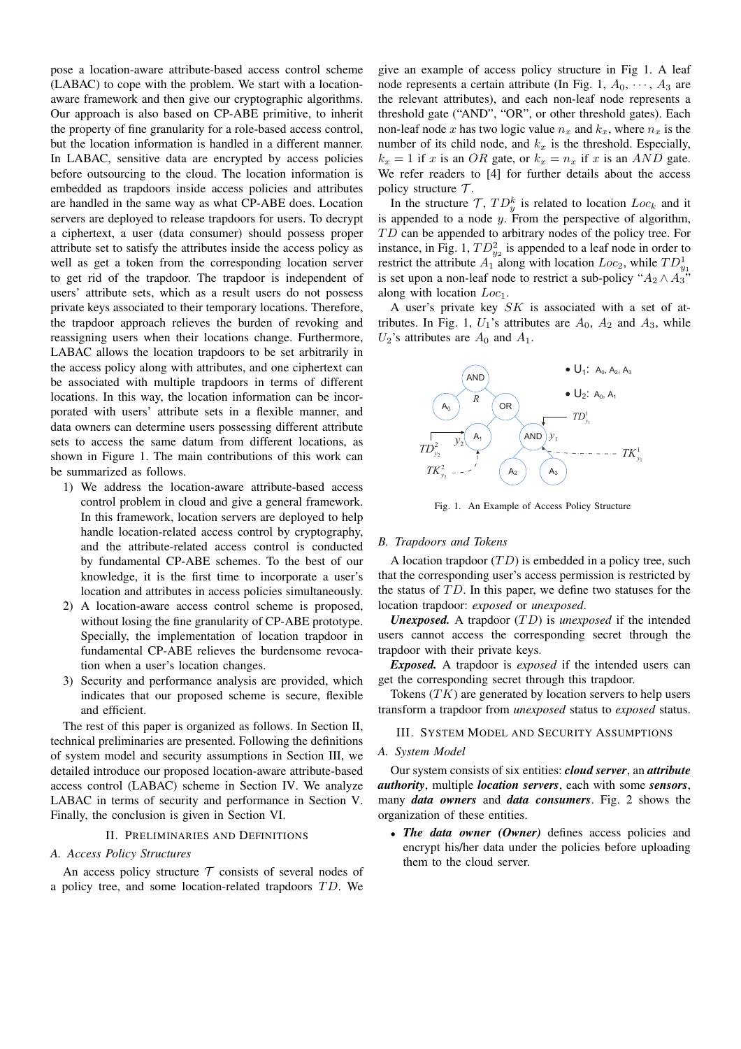pose a location-aware attribute-based access control scheme (LABAC) to cope with the problem. We start with a location-aware framework and then give our cryptographic algorithms. Our approach is also based on CP-ABE primitive, to inherit the property of fine granularity for a role-based access control, but the location information is handled in a different manner. In LABAC, sensitive data are encrypted by access policies before outsourcing to the cloud. The location information is embedded as trapdoors inside access policies and attributes are handled in the same way as what CP-ABE does. Location servers are deployed to release trapdoors for users. To decrypt a ciphertext, a user (data consumer) should possess proper attribute set to satisfy the attributes inside the access policy as well as get a token from the corresponding location server to get rid of the trapdoor. The trapdoor is independent of users' attribute sets, which as a result users do not possess private keys associated to their temporary locations. Therefore, the trapdoor approach relieves the burden of revoking and reassigning users when their locations change. Furthermore, LABAC allows the location trapdoors to be set arbitrarily in the access policy along with attributes, and one ciphertext can be associated with multiple trapdoors in terms of different locations. In this way, the location information can be incorporated with users' attribute sets in a flexible manner, and data owners can determine users possessing different attribute sets to access the same datum from different locations, as shown in Figure 1. The main contributions of this work can be summarized as follows.

1) We address the location-aware attribute-based access control problem in cloud and give a general framework. In this framework, location servers are deployed to help handle location-related access control by cryptography, and the attribute-related access control is conducted by fundamental CP-ABE schemes. To the best of our knowledge, it is the first time to incorporate a user's location and attributes in access policies simultaneously.
2) A location-aware access control scheme is proposed, without losing the fine granularity of CP-ABE prototype. Specially, the implementation of location trapdoor in fundamental CP-ABE relieves the burdensome revocation when a user's location changes.
3) Security and performance analysis are provided, which indicates that our proposed scheme is secure, flexible and efficient.

The rest of this paper is organized as follows. In Section II, technical preliminaries are presented. Following the definitions of system model and security assumptions in Section III, we detailed introduce our proposed location-aware attribute-based access control (LABAC) scheme in Section IV. We analyze LABAC in terms of security and performance in Section V. Finally, the conclusion is given in Section VI.

## II. Preliminaries and Definitions

### A. Access Policy Structures

An access policy structure $\mathcal{T}$ consists of several nodes of a policy tree, and some location-related trapdoors $TD$. We give an example of access policy structure in Fig 1. A leaf node represents a certain attribute (In Fig. 1, $A_0, \cdots, A_3$ are the relevant attributes), and each non-leaf node represents a threshold gate ("AND", "OR", or other threshold gates). Each non-leaf node $x$ has two logic value $n_x$ and $k_x$, where $n_x$ is the number of its child node, and $k_x$ is the threshold. Especially, $k_x = 1$ if $x$ is an $OR$ gate, or $k_x = n_x$ if $x$ is an $AND$ gate. We refer readers to [4] for further details about the access policy structure $\mathcal{T}$.

In the structure $\mathcal{T}$, $TD_y^k$ is related to location $Loc_k$ and it is appended to a node $y$. From the perspective of algorithm, $TD$ can be appended to arbitrary nodes of the policy tree. For instance, in Fig. 1, $TD_{y_2}^2$ is appended to a leaf node in order to restrict the attribute $A_1$ along with location $Loc_2$, while $TD_{y_1}^1$ is set upon a non-leaf node to restrict a sub-policy "$A_2 \wedge A_3$" along with location $Loc_1$.

A user's private key $SK$ is associated with a set of attributes. In Fig. 1, $U_1$'s attributes are $A_0$, $A_2$ and $A_3$, while $U_2$'s attributes are $A_0$ and $A_1$.

Fig. 1. An Example of Access Policy Structure

### B. Trapdoors and Tokens

A location trapdoor ($TD$) is embedded in a policy tree, such that the corresponding user's access permission is restricted by the status of $TD$. In this paper, we define two statuses for the location trapdoor: *exposed* or *unexposed*.

***Unexposed.*** A trapdoor ($TD$) is *unexposed* if the intended users cannot access the corresponding secret through the trapdoor with their private keys.

***Exposed.*** A trapdoor is *exposed* if the intended users can get the corresponding secret through this trapdoor.

Tokens ($TK$) are generated by location servers to help users transform a trapdoor from *unexposed* status to *exposed* status.

## III. System Model and Security Assumptions

### A. System Model

Our system consists of six entities: ***cloud server***, an ***attribute authority***, multiple ***location servers***, each with some ***sensors***, many ***data owners*** and ***data consumers***. Fig. 2 shows the organization of these entities.

- ***The data owner (Owner)*** defines access policies and encrypt his/her data under the policies before uploading them to the cloud server.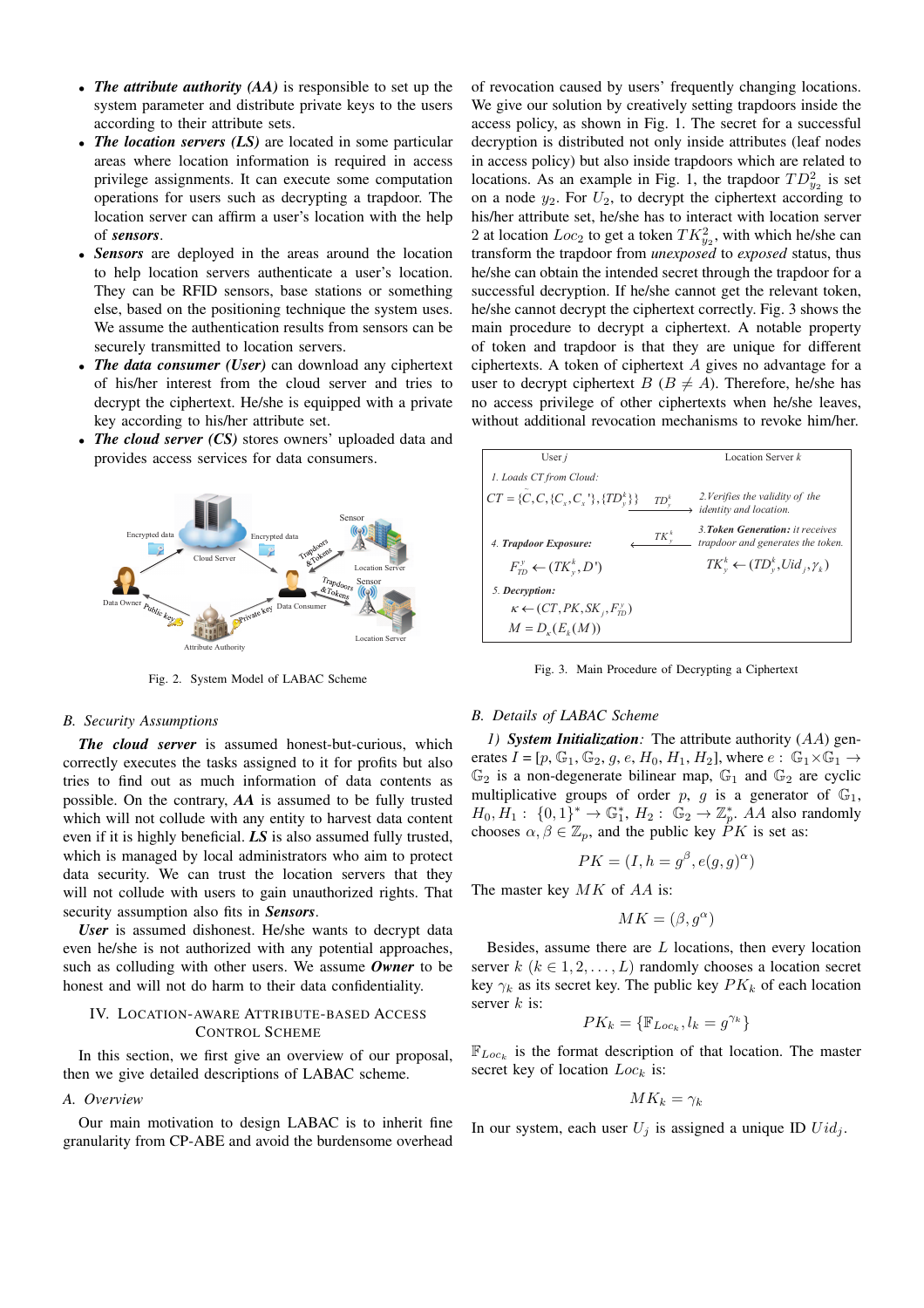- ***The attribute authority (AA)*** is responsible to set up the system parameter and distribute private keys to the users according to their attribute sets.
- ***The location servers (LS)*** are located in some particular areas where location information is required in access privilege assignments. It can execute some computation operations for users such as decrypting a trapdoor. The location server can affirm a user's location with the help of ***sensors***.
- ***Sensors*** are deployed in the areas around the location to help location servers authenticate a user's location. They can be RFID sensors, base stations or something else, based on the positioning technique the system uses. We assume the authentication results from sensors can be securely transmitted to location servers.
- ***The data consumer (User)*** can download any ciphertext of his/her interest from the cloud server and tries to decrypt the ciphertext. He/she is equipped with a private key according to his/her attribute set.
- ***The cloud server (CS)*** stores owners' uploaded data and provides access services for data consumers.

Encrypted data
Cloud Server
Encrypted data
Sensor
Trapdoors & Tokens
Location Server
Data Owner
Public key
Trapdoors & Tokens
Sensor
Data Consumer
Private key
Attribute Authority
Location Server

Fig. 2. System Model of LABAC Scheme

### B. Security Assumptions

***The cloud server*** is assumed honest-but-curious, which correctly executes the tasks assigned to it for profits but also tries to find out as much information of data contents as possible. On the contrary, ***AA*** is assumed to be fully trusted which will not collude with any entity to harvest data content even if it is highly beneficial. ***LS*** is also assumed fully trusted, which is managed by local administrators who aim to protect data security. We can trust the location servers that they will not collude with users to gain unauthorized rights. That security assumption also fits in ***Sensors***.

***User*** is assumed dishonest. He/she wants to decrypt data even he/she is not authorized with any potential approaches, such as colluding with other users. We assume ***Owner*** to be honest and will not do harm to their data confidentiality.

## IV. Location-Aware Attribute-Based Access Control Scheme

In this section, we first give an overview of our proposal, then we give detailed descriptions of LABAC scheme.

### A. Overview

Our main motivation to design LABAC is to inherit fine granularity from CP-ABE and avoid the burdensome overhead of revocation caused by users' frequently changing locations. We give our solution by creatively setting trapdoors inside the access policy, as shown in Fig. 1. The secret for a successful decryption is distributed not only inside attributes (leaf nodes in access policy) but also inside trapdoors which are related to locations. As an example in Fig. 1, the trapdoor $TD_{y_2}^2$ is set on a node $y_2$. For $U_2$, to decrypt the ciphertext according to his/her attribute set, he/she has to interact with location server 2 at location $Loc_2$ to get a token $TK_{y_2}^2$, with which he/she can transform the trapdoor from *unexposed* to *exposed* status, thus he/she can obtain the intended secret through the trapdoor for a successful decryption. If he/she cannot get the relevant token, he/she cannot decrypt the ciphertext correctly. Fig. 3 shows the main procedure to decrypt a ciphertext. A notable property of token and trapdoor is that they are unique for different ciphertexts. A token of ciphertext $A$ gives no advantage for a user to decrypt ciphertext $B$ ($B \neq A$). Therefore, he/she has no access privilege of other ciphertexts when he/she leaves, without additional revocation mechanisms to revoke him/her.

User $j$ | Location Server $k$

1. *Loads CT from Cloud:*
$CT = \{\tilde{C}, C, \{C_x, C_x'\}, \{TD_y^k\}\}$ → $TD_y^k$ → 2. *Verifies the validity of the identity and location.*
3. ***Token Generation:*** *it receives trapdoor and generates the token.* $TK_y^k \leftarrow (TD_y^k, Uid_j, \gamma_k)$
← $TK_y^k$ ← 4. ***Trapdoor Exposure:*** $F_{TD}^y \leftarrow (TK_y^k, D')$
5. ***Decryption:*** $\kappa \leftarrow (CT, PK, SK_j, F_{TD}^y)$, $M = D_\kappa(E_\kappa(M))$

Fig. 3. Main Procedure of Decrypting a Ciphertext

### B. Details of LABAC Scheme

*1) **System Initialization**:* The attribute authority ($AA$) generates $I = [p, \mathbb{G}_1, \mathbb{G}_2, g, e, H_0, H_1, H_2]$, where $e : \mathbb{G}_1 \times \mathbb{G}_1 \rightarrow \mathbb{G}_2$ is a non-degenerate bilinear map, $\mathbb{G}_1$ and $\mathbb{G}_2$ are cyclic multiplicative groups of order $p$, $g$ is a generator of $\mathbb{G}_1$, $H_0, H_1 : \{0,1\}^* \rightarrow \mathbb{G}_1^*$, $H_2 : \mathbb{G}_2 \rightarrow \mathbb{Z}_p^*$. $AA$ also randomly chooses $\alpha, \beta \in \mathbb{Z}_p$, and the public key $PK$ is set as:

$$PK = (I, h = g^\beta, e(g,g)^\alpha)$$

The master key $MK$ of $AA$ is:

$$MK = (\beta, g^\alpha)$$

Besides, assume there are $L$ locations, then every location server $k$ ($k \in 1, 2, \ldots, L$) randomly chooses a location secret key $\gamma_k$ as its secret key. The public key $PK_k$ of each location server $k$ is:

$$PK_k = \{\mathbb{F}_{Loc_k}, l_k = g^{\gamma_k}\}$$

$\mathbb{F}_{Loc_k}$ is the format description of that location. The master secret key of location $Loc_k$ is:

$$MK_k = \gamma_k$$

In our system, each user $U_j$ is assigned a unique ID $Uid_j$.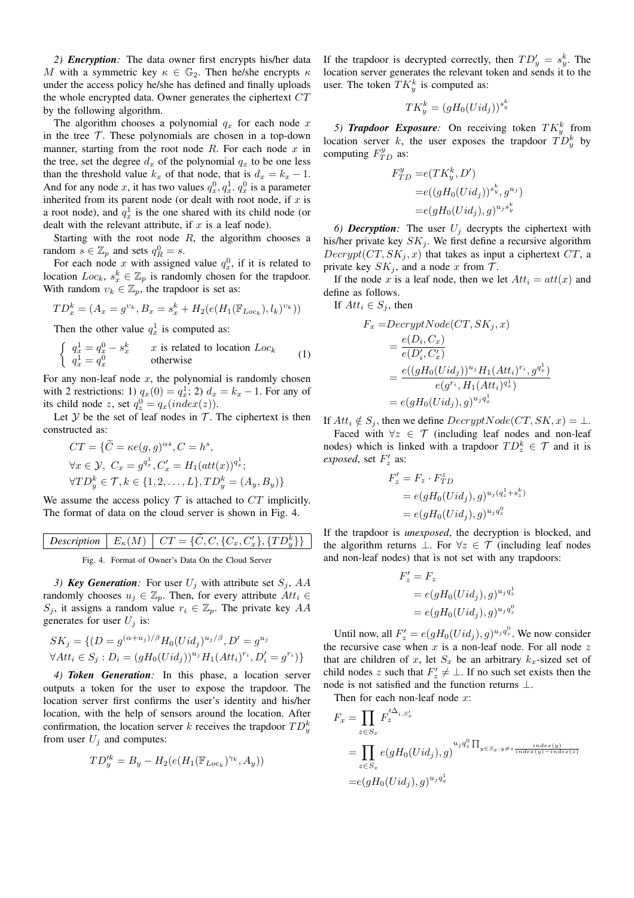*2) **Encryption**:* The data owner first encrypts his/her data $M$ with a symmetric key $\kappa \in \mathbb{G}_2$. Then he/she encrypts $\kappa$ under the access policy he/she has defined and finally uploads the whole encrypted data. Owner generates the ciphertext $CT$ by the following algorithm.

The algorithm chooses a polynomial $q_x$ for each node $x$ in the tree $\mathcal{T}$. These polynomials are chosen in a top-down manner, starting from the root node $R$. For each node $x$ in the tree, set the degree $d_x$ of the polynomial $q_x$ to be one less than the threshold value $k_x$ of that node, that is $d_x = k_x - 1$. And for any node $x$, it has two values $q_x^0, q_x^1$. $q_x^0$ is a parameter inherited from its parent node (or dealt with root node, if $x$ is a root node), and $q_x^1$ is the one shared with its child node (or dealt with the relevant attribute, if $x$ is a leaf node).

Starting with the root node $R$, the algorithm chooses a random $s \in \mathbb{Z}_p$ and sets $q_R^0 = s$.

For each node $x$ with assigned value $q_x^0$, if it is related to location $Loc_k$, $s_x^k \in \mathbb{Z}_p$ is randomly chosen for the trapdoor. With random $\upsilon_k \in \mathbb{Z}_p$, the trapdoor is set as:

$$TD_x^k = (A_x = g^{\upsilon_k}, B_x = s_x^k + H_2(e(H_1(\mathbb{F}_{Loc_k}), l_k)^{\upsilon_k}))$$

Then the other value $q_x^1$ is computed as:

$$\begin{cases} q_x^1 = q_x^0 - s_x^k & x \text{ is related to location } Loc_k \\ q_x^1 = q_x^0 & \text{otherwise} \end{cases} \quad (1)$$

For any non-leaf node $x$, the polynomial is randomly chosen with 2 restrictions: 1) $q_x(0) = q_x^1$; 2) $d_x = k_x - 1$. For any of its child node $z$, set $q_z^0 = q_x(index(z))$.

Let $\mathcal{Y}$ be the set of leaf nodes in $\mathcal{T}$. The ciphertext is then constructed as:

$$\begin{aligned}
CT = \{&\widetilde{C} = \kappa e(g,g)^{\alpha s}, C = h^s, \\
&\forall x \in \mathcal{Y},\ C_x = g^{q_x^1}, C'_x = H_1(att(x))^{q_x^1}; \\
&\forall TD_y^k \in \mathcal{T}, k \in \{1, 2, \ldots, L\}, TD_y^k = (A_y, B_y)\}
\end{aligned}$$

We assume the access policy $\mathcal{T}$ is attached to $CT$ implicitly. The format of data on the cloud server is shown in Fig. 4.

| *Description* | $E_\kappa(M)$ | $CT = \{\widetilde{C}, C, \{C_x, C'_x\}, \{TD_y^k\}\}$ |
|---|---|---|

Fig. 4. Format of Owner's Data On the Cloud Server

*3) **Key Generation**:* For user $U_j$ with attribute set $S_j$, $AA$ randomly chooses $u_j \in \mathbb{Z}_p$. Then, for every attribute $Att_i \in S_j$, it assigns a random value $r_i \in \mathbb{Z}_p$. The private key $AA$ generates for user $U_j$ is:

$$\begin{aligned}
SK_j = \{&(D = g^{(\alpha + u_j)/\beta} H_0(Uid_j)^{u_j/\beta}, D' = g^{u_j} \\
&\forall Att_i \in S_j : D_i = (gH_0(Uid_j))^{u_j} H_1(Att_i)^{r_i}, D'_i = g^{r_i})\}
\end{aligned}$$

*4) **Token Generation**:* In this phase, a location server outputs a token for the user to expose the trapdoor. The location server first confirms the user's identity and his/her location, with the help of sensors around the location. After confirmation, the location server $k$ receives the trapdoor $TD_y^k$ from user $U_j$ and computes:

$$TD_y'^k = B_y - H_2(e(H_1(\mathbb{F}_{Loc_k})^{\gamma_k}, A_y))$$

If the trapdoor is decrypted correctly, then $TD'_y = s_y^k$. The location server generates the relevant token and sends it to the user. The token $TK_y^k$ is computed as:

$$TK_y^k = (gH_0(Uid_j))^{s_y^k}$$

*5) **Trapdoor Exposure**:* On receiving token $TK_y^k$ from location server $k$, the user exposes the trapdoor $TD_y^k$ by computing $F_{TD}^y$ as:

$$\begin{aligned}
F_{TD}^y = &e(TK_y^k, D') \\
= &e((gH_0(Uid_j))^{s_y^k}, g^{u_j}) \\
= &e(gH_0(Uid_j), g)^{u_j s_y^k}
\end{aligned}$$

*6) **Decryption**:* The user $U_j$ decrypts the ciphertext with his/her private key $SK_j$. We first define a recursive algorithm $Decrypt(CT, SK_j, x)$ that takes as input a ciphertext $CT$, a private key $SK_j$, and a node $x$ from $\mathcal{T}$.

If the node $x$ is a leaf node, then we let $Att_i = att(x)$ and define as follows.

If $Att_i \in S_j$, then

$$\begin{aligned}
F_x = &DecryptNode(CT, SK_j, x) \\
= &\frac{e(D_i, C_x)}{e(D'_i, C'_x)} \\
= &\frac{e((gH_0(Uid_j))^{u_j} H_1(Att_i)^{r_i}, g^{q_x^1})}{e(g^{r_i}, H_1(Att_i)^{q_x^1})} \\
= &e(gH_0(Uid_j), g)^{u_j q_x^1}
\end{aligned}$$

If $Att_i \notin S_j$, then we define $DecryptNode(CT, SK, x) = \perp$.

Faced with $\forall z \in \mathcal{T}$ (including leaf nodes and non-leaf nodes) which is linked with a trapdoor $TD_z^k \in \mathcal{T}$ and it is *exposed*, set $F'_z$ as:

$$\begin{aligned}
F'_z &= F_z \cdot F_{TD}^z \\
&= e(gH_0(Uid_j), g)^{u_j(q_z^1 + s_z^k)} \\
&= e(gH_0(Uid_j), g)^{u_j q_z^0}
\end{aligned}$$

If the trapdoor is *unexposed*, the decryption is blocked, and the algorithm returns $\perp$. For $\forall z \in \mathcal{T}$ (including leaf nodes and non-leaf nodes) that is not set with any trapdoors:

$$\begin{aligned}
F'_z &= F_z \\
&= e(gH_0(Uid_j), g)^{u_j q_z^1} \\
&= e(gH_0(Uid_j), g)^{u_j q_z^0}
\end{aligned}$$

Until now, all $F'_z = e(gH_0(Uid_j), g)^{u_j q_z^0}$. We now consider the recursive case when $x$ is a non-leaf node. For all node $z$ that are children of $x$, let $S_x$ be an arbitrary $k_x$-sized set of child nodes $z$ such that $F'_z \neq \perp$. If no such set exists then the node is not satisfied and the function returns $\perp$.

Then for each non-leaf node $x$:

$$\begin{aligned}
F_x = &\prod_{z \in S_x} F_z'^{\Delta_{i, S'_x}} \\
= &\prod_{z \in S_x} e(gH_0(Uid_j), g)^{u_j q_z^0 \prod_{y \in S_x, y \neq z} \frac{index(y)}{index(y) - index(z)}} \\
= &e(gH_0(Uid_j), g)^{u_j q_x^1}
\end{aligned}$$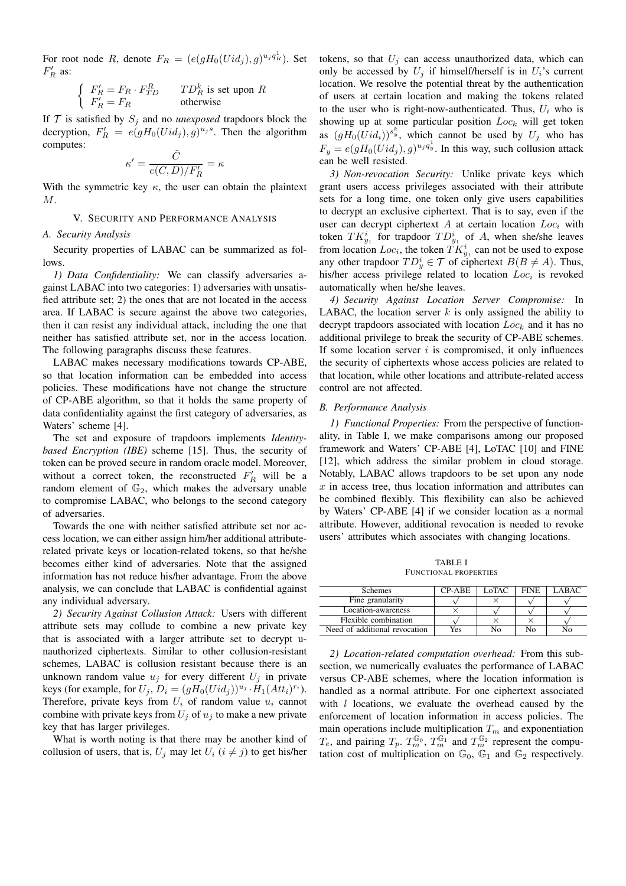For root node $R$, denote $F_R = (e(gH_0(Uid_j), g)^{u_j q_R^1})$. Set $F'_R$ as:

$$\begin{cases} F'_R = F_R \cdot F_{TD}^R & TD_R^k \text{ is set upon } R \\ F'_R = F_R & \text{otherwise} \end{cases}$$

If $\mathcal{T}$ is satisfied by $S_j$ and no *unexposed* trapdoors block the decryption, $F'_R = e(gH_0(Uid_j), g)^{u_j s}$. Then the algorithm computes:

$$\kappa' = \frac{\tilde{C}}{e(C, D)/F'_R} = \kappa$$

With the symmetric key $\kappa$, the user can obtain the plaintext $M$.

## V. Security and Performance Analysis

### A. Security Analysis

Security properties of LABAC can be summarized as follows.

*1) Data Confidentiality:* We can classify adversaries against LABAC into two categories: 1) adversaries with unsatisfied attribute set; 2) the ones that are not located in the access area. If LABAC is secure against the above two categories, then it can resist any individual attack, including the one that neither has satisfied attribute set, nor in the access location. The following paragraphs discuss these features.

LABAC makes necessary modifications towards CP-ABE, so that location information can be embedded into access policies. These modifications have not change the structure of CP-ABE algorithm, so that it holds the same property of data confidentiality against the first category of adversaries, as Waters' scheme [4].

The set and exposure of trapdoors implements *Identity-based Encryption (IBE)* scheme [15]. Thus, the security of token can be proved secure in random oracle model. Moreover, without a correct token, the reconstructed $F'_R$ will be a random element of $\mathbb{G}_2$, which makes the adversary unable to compromise LABAC, who belongs to the second category of adversaries.

Towards the one with neither satisfied attribute set nor access location, we can either assign him/her additional attribute-related private keys or location-related tokens, so that he/she becomes either kind of adversaries. Note that the assigned information has not reduce his/her advantage. From the above analysis, we can conclude that LABAC is confidential against any individual adversary.

*2) Security Against Collusion Attack:* Users with different attribute sets may collude to combine a new private key that is associated with a larger attribute set to decrypt unauthorized ciphertexts. Similar to other collusion-resistant schemes, LABAC is collusion resistant because there is an unknown random value $u_j$ for every different $U_j$ in private keys (for example, for $U_j$, $D_i = (gH_0(Uid_j))^{u_j} \cdot H_1(Att_i)^{r_i}$). Therefore, private keys from $U_i$ of random value $u_i$ cannot combine with private keys from $U_j$ of $u_j$ to make a new private key that has larger privileges.

What is worth noting is that there may be another kind of collusion of users, that is, $U_j$ may let $U_i$ ($i \neq j$) to get his/her tokens, so that $U_j$ can access unauthorized data, which can only be accessed by $U_j$ if himself/herself is in $U_i$'s current location. We resolve the potential threat by the authentication of users at certain location and making the tokens related to the user who is right-now-authenticated. Thus, $U_i$ who is showing up at some particular position $Loc_k$ will get token as $(gH_0(Uid_i))^{s_y^k}$, which cannot be used by $U_j$ who has $F_y = e(gH_0(Uid_j), g)^{u_j q_y^1}$. In this way, such collusion attack can be well resisted.

*3) Non-revocation Security:* Unlike private keys which grant users access privileges associated with their attribute sets for a long time, one token only give users capabilities to decrypt an exclusive ciphertext. That is to say, even if the user can decrypt ciphertext $A$ at certain location $Loc_i$ with token $TK_{y_1}^i$ for trapdoor $TD_{y_1}^i$ of $A$, when she/she leaves from location $Loc_i$, the token $TK_{y_1}^i$ can not be used to expose any other trapdoor $TD_y^i \in \mathcal{T}$ of ciphertext $B (B \neq A)$. Thus, his/her access privilege related to location $Loc_i$ is revoked automatically when he/she leaves.

*4) Security Against Location Server Compromise:* In LABAC, the location server $k$ is only assigned the ability to decrypt trapdoors associated with location $Loc_k$ and it has no additional privilege to break the security of CP-ABE schemes. If some location server $i$ is compromised, it only influences the security of ciphertexts whose access policies are related to that location, while other locations and attribute-related access control are not affected.

### B. Performance Analysis

*1) Functional Properties:* From the perspective of functionality, in Table I, we make comparisons among our proposed framework and Waters' CP-ABE [4], LoTAC [10] and FINE [12], which address the similar problem in cloud storage. Notably, LABAC allows trapdoors to be set upon any node $x$ in access tree, thus location information and attributes can be combined flexibly. This flexibility can also be achieved by Waters' CP-ABE [4] if we consider location as a normal attribute. However, additional revocation is needed to revoke users' attributes which associates with changing locations.

TABLE I
FUNCTIONAL PROPERTIES

| Schemes | CP-ABE | LoTAC | FINE | LABAC |
|---|---|---|---|---|
| Fine granularity | √ | × | √ | √ |
| Location-awareness | × | √ | √ | √ |
| Flexible combination | √ | × | × | √ |
| Need of additional revocation | Yes | No | No | No |

*2) Location-related computation overhead:* From this subsection, we numerically evaluates the performance of LABAC versus CP-ABE schemes, where the location information is handled as a normal attribute. For one ciphertext associated with $l$ locations, we evaluate the overhead caused by the enforcement of location information in access policies. The main operations include multiplication $T_m$ and exponentiation $T_e$, and pairing $T_p$. $T_m^{\mathbb{G}_0}$, $T_m^{\mathbb{G}_1}$ and $T_m^{\mathbb{G}_2}$ represent the computation cost of multiplication on $\mathbb{G}_0$, $\mathbb{G}_1$ and $\mathbb{G}_2$ respectively.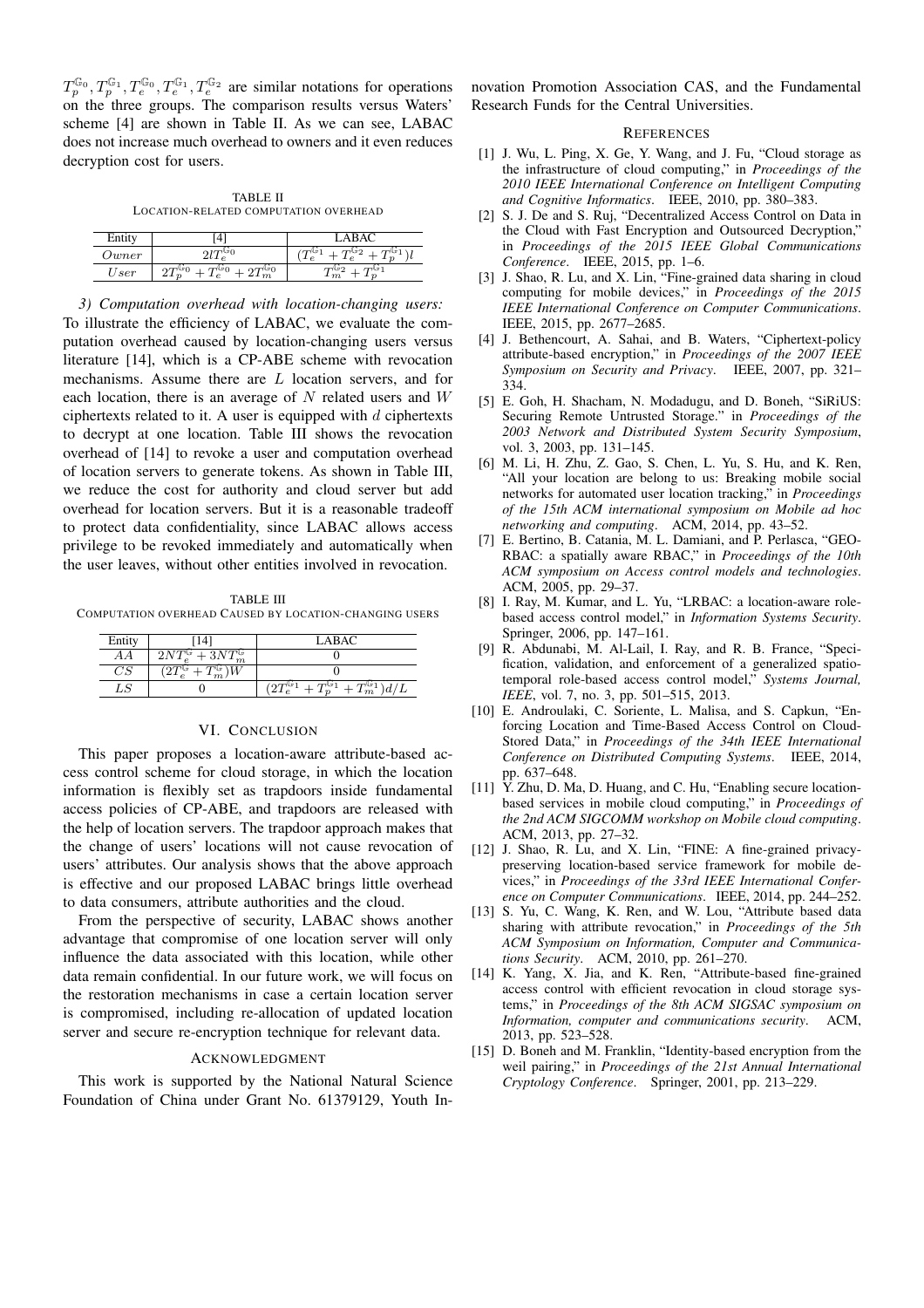$T_p^{\mathbb{G}_0}, T_p^{\mathbb{G}_1}, T_e^{\mathbb{G}_0}, T_e^{\mathbb{G}_1}, T_e^{\mathbb{G}_2}$ are similar notations for operations on the three groups. The comparison results versus Waters' scheme [4] are shown in Table II. As we can see, LABAC does not increase much overhead to owners and it even reduces decryption cost for users.

TABLE II
LOCATION-RELATED COMPUTATION OVERHEAD

| Entity | [4] | LABAC |
| --- | --- | --- |
| $Owner$ | $2lT_e^{\mathbb{G}_0}$ | $(T_e^{\mathbb{G}_1} + T_e^{\mathbb{G}_2} + T_p^{\mathbb{G}_1})l$ |
| $User$ | $2T_p^{\mathbb{G}_0} + T_e^{\mathbb{G}_0} + 2T_m^{\mathbb{G}_0}$ | $T_m^{\mathbb{G}_2} + T_p^{\mathbb{G}_1}$ |

*3) Computation overhead with location-changing users:* To illustrate the efficiency of LABAC, we evaluate the computation overhead caused by location-changing users versus literature [14], which is a CP-ABE scheme with revocation mechanisms. Assume there are $L$ location servers, and for each location, there is an average of $N$ related users and $W$ ciphertexts related to it. A user is equipped with $d$ ciphertexts to decrypt at one location. Table III shows the revocation overhead of [14] to revoke a user and computation overhead of location servers to generate tokens. As shown in Table III, we reduce the cost for authority and cloud server but add overhead for location servers. But it is a reasonable tradeoff to protect data confidentiality, since LABAC allows access privilege to be revoked immediately and automatically when the user leaves, without other entities involved in revocation.

TABLE III
COMPUTATION OVERHEAD CAUSED BY LOCATION-CHANGING USERS

| Entity | [14] | LABAC |
| --- | --- | --- |
| $AA$ | $2NT_e^{\mathbb{G}} + 3NT_m^{\mathbb{G}}$ | 0 |
| $CS$ | $(2T_e^{\mathbb{G}} + T_m^{\mathbb{G}})W$ | 0 |
| $LS$ | 0 | $(2T_e^{\mathbb{G}_1} + T_p^{\mathbb{G}_1} + T_m^{\mathbb{G}_1})d/L$ |

## VI. CONCLUSION

This paper proposes a location-aware attribute-based access control scheme for cloud storage, in which the location information is flexibly set as trapdoors inside fundamental access policies of CP-ABE, and trapdoors are released with the help of location servers. The trapdoor approach makes that the change of users' locations will not cause revocation of users' attributes. Our analysis shows that the above approach is effective and our proposed LABAC brings little overhead to data consumers, attribute authorities and the cloud.

From the perspective of security, LABAC shows another advantage that compromise of one location server will only influence the data associated with this location, while other data remain confidential. In our future work, we will focus on the restoration mechanisms in case a certain location server is compromised, including re-allocation of updated location server and secure re-encryption technique for relevant data.

## ACKNOWLEDGMENT

This work is supported by the National Natural Science Foundation of China under Grant No. 61379129, Youth Innovation Promotion Association CAS, and the Fundamental Research Funds for the Central Universities.

## REFERENCES

[1] J. Wu, L. Ping, X. Ge, Y. Wang, and J. Fu, "Cloud storage as the infrastructure of cloud computing," in *Proceedings of the 2010 IEEE International Conference on Intelligent Computing and Cognitive Informatics*. IEEE, 2010, pp. 380–383.

[2] S. J. De and S. Ruj, "Decentralized Access Control on Data in the Cloud with Fast Encryption and Outsourced Decryption," in *Proceedings of the 2015 IEEE Global Communications Conference*. IEEE, 2015, pp. 1–6.

[3] J. Shao, R. Lu, and X. Lin, "Fine-grained data sharing in cloud computing for mobile devices," in *Proceedings of the 2015 IEEE International Conference on Computer Communications*. IEEE, 2015, pp. 2677–2685.

[4] J. Bethencourt, A. Sahai, and B. Waters, "Ciphertext-policy attribute-based encryption," in *Proceedings of the 2007 IEEE Symposium on Security and Privacy*. IEEE, 2007, pp. 321–334.

[5] E. Goh, H. Shacham, N. Modadugu, and D. Boneh, "SiRiUS: Securing Remote Untrusted Storage." in *Proceedings of the 2003 Network and Distributed System Security Symposium*, vol. 3, 2003, pp. 131–145.

[6] M. Li, H. Zhu, Z. Gao, S. Chen, L. Yu, S. Hu, and K. Ren, "All your location are belong to us: Breaking mobile social networks for automated user location tracking," in *Proceedings of the 15th ACM international symposium on Mobile ad hoc networking and computing*. ACM, 2014, pp. 43–52.

[7] E. Bertino, B. Catania, M. L. Damiani, and P. Perlasca, "GEO-RBAC: a spatially aware RBAC," in *Proceedings of the 10th ACM symposium on Access control models and technologies*. ACM, 2005, pp. 29–37.

[8] I. Ray, M. Kumar, and L. Yu, "LRBAC: a location-aware role-based access control model," in *Information Systems Security*. Springer, 2006, pp. 147–161.

[9] R. Abdunabi, M. Al-Lail, I. Ray, and R. B. France, "Specification, validation, and enforcement of a generalized spatio-temporal role-based access control model," *Systems Journal, IEEE*, vol. 7, no. 3, pp. 501–515, 2013.

[10] E. Androulaki, C. Soriente, L. Malisa, and S. Capkun, "Enforcing Location and Time-Based Access Control on Cloud-Stored Data," in *Proceedings of the 34th IEEE International Conference on Distributed Computing Systems*. IEEE, 2014, pp. 637–648.

[11] Y. Zhu, D. Ma, D. Huang, and C. Hu, "Enabling secure location-based services in mobile cloud computing," in *Proceedings of the 2nd ACM SIGCOMM workshop on Mobile cloud computing*. ACM, 2013, pp. 27–32.

[12] J. Shao, R. Lu, and X. Lin, "FINE: A fine-grained privacy-preserving location-based service framework for mobile devices," in *Proceedings of the 33rd IEEE International Conference on Computer Communications*. IEEE, 2014, pp. 244–252.

[13] S. Yu, C. Wang, K. Ren, and W. Lou, "Attribute based data sharing with attribute revocation," in *Proceedings of the 5th ACM Symposium on Information, Computer and Communications Security*. ACM, 2010, pp. 261–270.

[14] K. Yang, X. Jia, and K. Ren, "Attribute-based fine-grained access control with efficient revocation in cloud storage systems," in *Proceedings of the 8th ACM SIGSAC symposium on Information, computer and communications security*. ACM, 2013, pp. 523–528.

[15] D. Boneh and M. Franklin, "Identity-based encryption from the weil pairing," in *Proceedings of the 21st Annual International Cryptology Conference*. Springer, 2001, pp. 213–229.